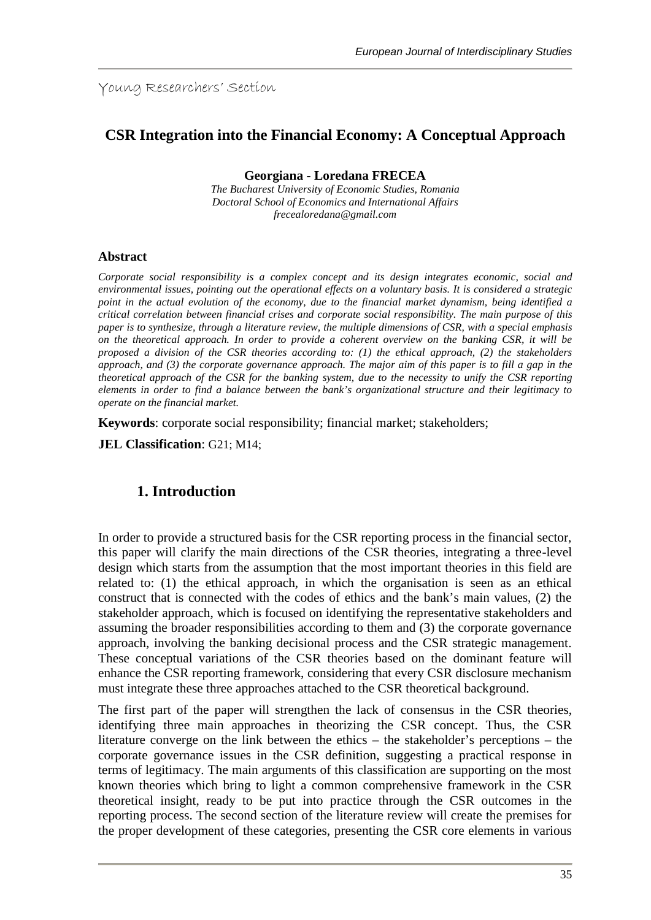Young Researchers' Section

# CSR Integration into the Financial Economy: A Conceptual Approach

**Georgiana - Loredana FRECEA**

*The Bucharest University of Economic Studies, Romania*
*Doctoral School of Economics and International Affairs*
*frecealoredana@gmail.com*

## Abstract

*Corporate social responsibility is a complex concept and its design integrates economic, social and environmental issues, pointing out the operational effects on a voluntary basis. It is considered a strategic point in the actual evolution of the economy, due to the financial market dynamism, being identified a critical correlation between financial crises and corporate social responsibility. The main purpose of this paper is to synthesize, through a literature review, the multiple dimensions of CSR, with a special emphasis on the theoretical approach. In order to provide a coherent overview on the banking CSR, it will be proposed a division of the CSR theories according to: (1) the ethical approach, (2) the stakeholders approach, and (3) the corporate governance approach. The major aim of this paper is to fill a gap in the theoretical approach of the CSR for the banking system, due to the necessity to unify the CSR reporting elements in order to find a balance between the bank's organizational structure and their legitimacy to operate on the financial market.*

**Keywords**: corporate social responsibility; financial market; stakeholders;

**JEL Classification**: G21; M14;

## 1. Introduction

In order to provide a structured basis for the CSR reporting process in the financial sector, this paper will clarify the main directions of the CSR theories, integrating a three-level design which starts from the assumption that the most important theories in this field are related to: (1) the ethical approach, in which the organisation is seen as an ethical construct that is connected with the codes of ethics and the bank's main values, (2) the stakeholder approach, which is focused on identifying the representative stakeholders and assuming the broader responsibilities according to them and (3) the corporate governance approach, involving the banking decisional process and the CSR strategic management. These conceptual variations of the CSR theories based on the dominant feature will enhance the CSR reporting framework, considering that every CSR disclosure mechanism must integrate these three approaches attached to the CSR theoretical background.

The first part of the paper will strengthen the lack of consensus in the CSR theories, identifying three main approaches in theorizing the CSR concept. Thus, the CSR literature converge on the link between the ethics – the stakeholder's perceptions – the corporate governance issues in the CSR definition, suggesting a practical response in terms of legitimacy. The main arguments of this classification are supporting on the most known theories which bring to light a common comprehensive framework in the CSR theoretical insight, ready to be put into practice through the CSR outcomes in the reporting process. The second section of the literature review will create the premises for the proper development of these categories, presenting the CSR core elements in various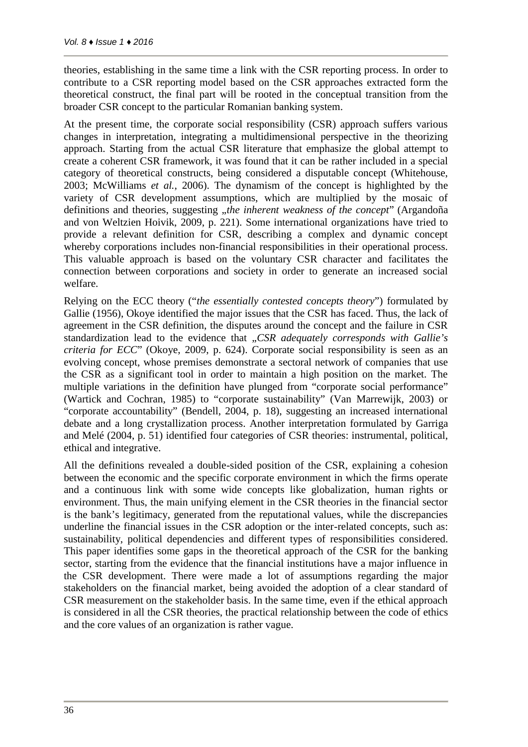theories, establishing in the same time a link with the CSR reporting process. In order to contribute to a CSR reporting model based on the CSR approaches extracted form the theoretical construct, the final part will be rooted in the conceptual transition from the broader CSR concept to the particular Romanian banking system.

At the present time, the corporate social responsibility (CSR) approach suffers various changes in interpretation, integrating a multidimensional perspective in the theorizing approach. Starting from the actual CSR literature that emphasize the global attempt to create a coherent CSR framework, it was found that it can be rather included in a special category of theoretical constructs, being considered a disputable concept (Whitehouse, 2003; McWilliams *et al.*, 2006). The dynamism of the concept is highlighted by the variety of CSR development assumptions, which are multiplied by the mosaic of definitions and theories, suggesting „*the inherent weakness of the concept*" (Argandoña and von Weltzien Hoivik, 2009, p. 221). Some international organizations have tried to provide a relevant definition for CSR, describing a complex and dynamic concept whereby corporations includes non-financial responsibilities in their operational process. This valuable approach is based on the voluntary CSR character and facilitates the connection between corporations and society in order to generate an increased social welfare.

Relying on the ECC theory ("*the essentially contested concepts theory*") formulated by Gallie (1956), Okoye identified the major issues that the CSR has faced. Thus, the lack of agreement in the CSR definition, the disputes around the concept and the failure in CSR standardization lead to the evidence that „*CSR adequately corresponds with Gallie's criteria for ECC*" (Okoye, 2009, p. 624). Corporate social responsibility is seen as an evolving concept, whose premises demonstrate a sectoral network of companies that use the CSR as a significant tool in order to maintain a high position on the market. The multiple variations in the definition have plunged from "corporate social performance" (Wartick and Cochran, 1985) to "corporate sustainability" (Van Marrewijk, 2003) or "corporate accountability" (Bendell, 2004, p. 18), suggesting an increased international debate and a long crystallization process. Another interpretation formulated by Garriga and Melé (2004, p. 51) identified four categories of CSR theories: instrumental, political, ethical and integrative.

All the definitions revealed a double-sided position of the CSR, explaining a cohesion between the economic and the specific corporate environment in which the firms operate and a continuous link with some wide concepts like globalization, human rights or environment. Thus, the main unifying element in the CSR theories in the financial sector is the bank's legitimacy, generated from the reputational values, while the discrepancies underline the financial issues in the CSR adoption or the inter-related concepts, such as: sustainability, political dependencies and different types of responsibilities considered. This paper identifies some gaps in the theoretical approach of the CSR for the banking sector, starting from the evidence that the financial institutions have a major influence in the CSR development. There were made a lot of assumptions regarding the major stakeholders on the financial market, being avoided the adoption of a clear standard of CSR measurement on the stakeholder basis. In the same time, even if the ethical approach is considered in all the CSR theories, the practical relationship between the code of ethics and the core values of an organization is rather vague.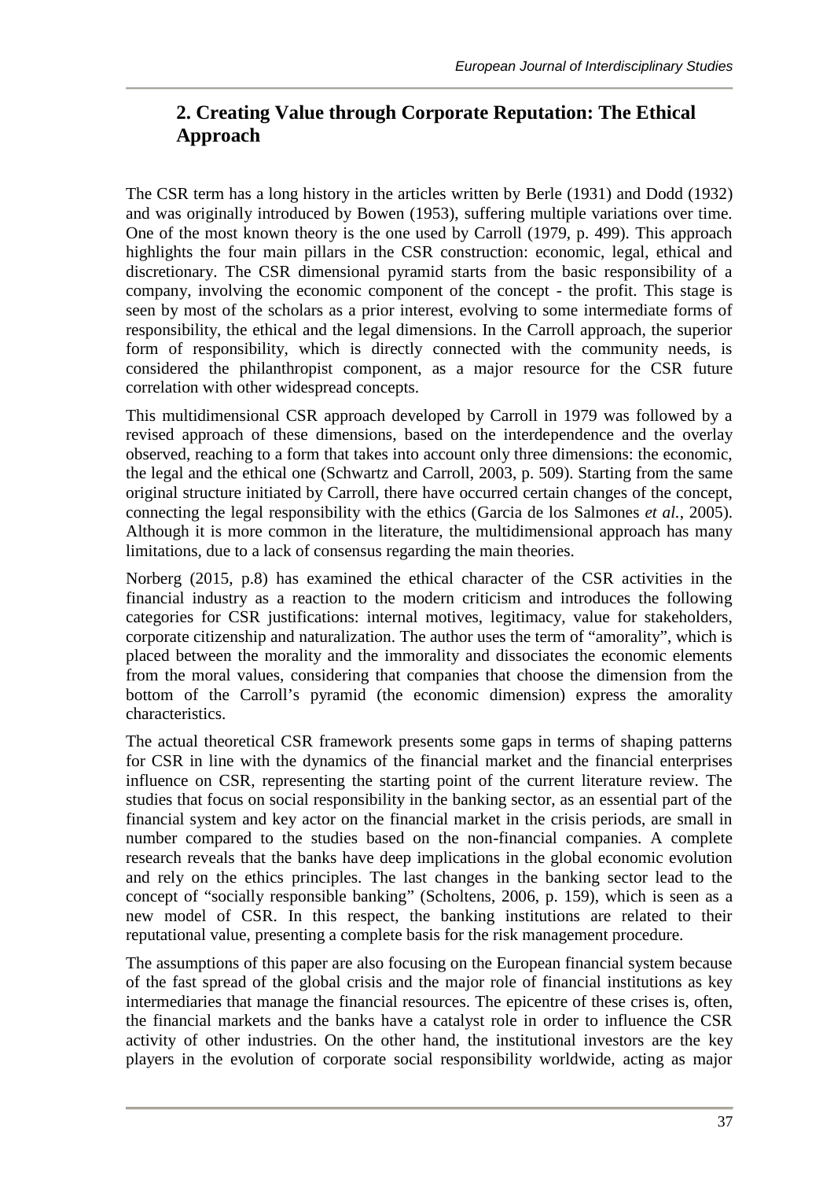## 2. Creating Value through Corporate Reputation: The Ethical Approach

The CSR term has a long history in the articles written by Berle (1931) and Dodd (1932) and was originally introduced by Bowen (1953), suffering multiple variations over time. One of the most known theory is the one used by Carroll (1979, p. 499). This approach highlights the four main pillars in the CSR construction: economic, legal, ethical and discretionary. The CSR dimensional pyramid starts from the basic responsibility of a company, involving the economic component of the concept - the profit. This stage is seen by most of the scholars as a prior interest, evolving to some intermediate forms of responsibility, the ethical and the legal dimensions. In the Carroll approach, the superior form of responsibility, which is directly connected with the community needs, is considered the philanthropist component, as a major resource for the CSR future correlation with other widespread concepts.

This multidimensional CSR approach developed by Carroll in 1979 was followed by a revised approach of these dimensions, based on the interdependence and the overlay observed, reaching to a form that takes into account only three dimensions: the economic, the legal and the ethical one (Schwartz and Carroll, 2003, p. 509). Starting from the same original structure initiated by Carroll, there have occurred certain changes of the concept, connecting the legal responsibility with the ethics (Garcia de los Salmones *et al.*, 2005). Although it is more common in the literature, the multidimensional approach has many limitations, due to a lack of consensus regarding the main theories.

Norberg (2015, p.8) has examined the ethical character of the CSR activities in the financial industry as a reaction to the modern criticism and introduces the following categories for CSR justifications: internal motives, legitimacy, value for stakeholders, corporate citizenship and naturalization. The author uses the term of "amorality", which is placed between the morality and the immorality and dissociates the economic elements from the moral values, considering that companies that choose the dimension from the bottom of the Carroll's pyramid (the economic dimension) express the amorality characteristics.

The actual theoretical CSR framework presents some gaps in terms of shaping patterns for CSR in line with the dynamics of the financial market and the financial enterprises influence on CSR, representing the starting point of the current literature review. The studies that focus on social responsibility in the banking sector, as an essential part of the financial system and key actor on the financial market in the crisis periods, are small in number compared to the studies based on the non-financial companies. A complete research reveals that the banks have deep implications in the global economic evolution and rely on the ethics principles. The last changes in the banking sector lead to the concept of "socially responsible banking" (Scholtens, 2006, p. 159), which is seen as a new model of CSR. In this respect, the banking institutions are related to their reputational value, presenting a complete basis for the risk management procedure.

The assumptions of this paper are also focusing on the European financial system because of the fast spread of the global crisis and the major role of financial institutions as key intermediaries that manage the financial resources. The epicentre of these crises is, often, the financial markets and the banks have a catalyst role in order to influence the CSR activity of other industries. On the other hand, the institutional investors are the key players in the evolution of corporate social responsibility worldwide, acting as major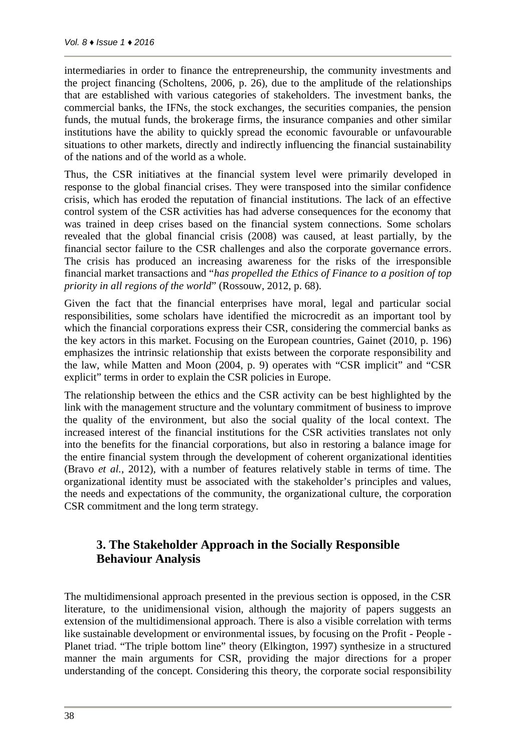intermediaries in order to finance the entrepreneurship, the community investments and the project financing (Scholtens, 2006, p. 26), due to the amplitude of the relationships that are established with various categories of stakeholders. The investment banks, the commercial banks, the IFNs, the stock exchanges, the securities companies, the pension funds, the mutual funds, the brokerage firms, the insurance companies and other similar institutions have the ability to quickly spread the economic favourable or unfavourable situations to other markets, directly and indirectly influencing the financial sustainability of the nations and of the world as a whole.

Thus, the CSR initiatives at the financial system level were primarily developed in response to the global financial crises. They were transposed into the similar confidence crisis, which has eroded the reputation of financial institutions. The lack of an effective control system of the CSR activities has had adverse consequences for the economy that was trained in deep crises based on the financial system connections. Some scholars revealed that the global financial crisis (2008) was caused, at least partially, by the financial sector failure to the CSR challenges and also the corporate governance errors. The crisis has produced an increasing awareness for the risks of the irresponsible financial market transactions and "*has propelled the Ethics of Finance to a position of top priority in all regions of the world*" (Rossouw, 2012, p. 68).

Given the fact that the financial enterprises have moral, legal and particular social responsibilities, some scholars have identified the microcredit as an important tool by which the financial corporations express their CSR, considering the commercial banks as the key actors in this market. Focusing on the European countries, Gainet (2010, p. 196) emphasizes the intrinsic relationship that exists between the corporate responsibility and the law, while Matten and Moon (2004, p. 9) operates with "CSR implicit" and "CSR explicit" terms in order to explain the CSR policies in Europe.

The relationship between the ethics and the CSR activity can be best highlighted by the link with the management structure and the voluntary commitment of business to improve the quality of the environment, but also the social quality of the local context. The increased interest of the financial institutions for the CSR activities translates not only into the benefits for the financial corporations, but also in restoring a balance image for the entire financial system through the development of coherent organizational identities (Bravo *et al.*, 2012), with a number of features relatively stable in terms of time. The organizational identity must be associated with the stakeholder's principles and values, the needs and expectations of the community, the organizational culture, the corporation CSR commitment and the long term strategy.

## 3. The Stakeholder Approach in the Socially Responsible Behaviour Analysis

The multidimensional approach presented in the previous section is opposed, in the CSR literature, to the unidimensional vision, although the majority of papers suggests an extension of the multidimensional approach. There is also a visible correlation with terms like sustainable development or environmental issues, by focusing on the Profit - People - Planet triad. "The triple bottom line" theory (Elkington, 1997) synthesize in a structured manner the main arguments for CSR, providing the major directions for a proper understanding of the concept. Considering this theory, the corporate social responsibility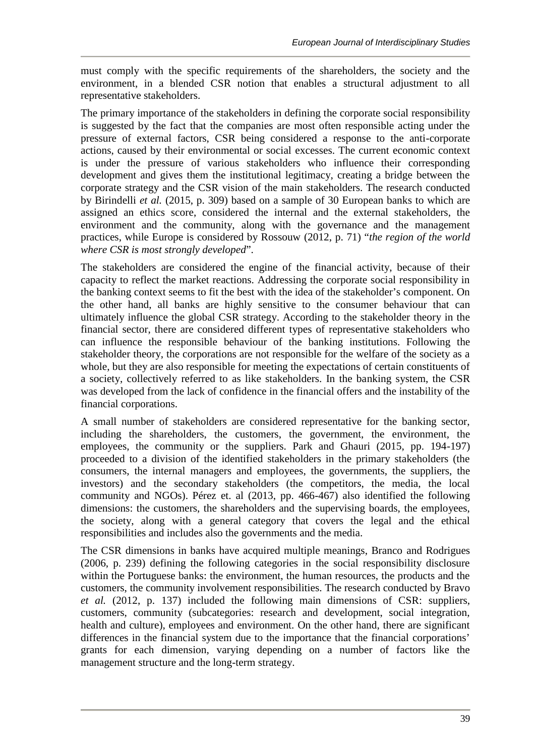must comply with the specific requirements of the shareholders, the society and the environment, in a blended CSR notion that enables a structural adjustment to all representative stakeholders.

The primary importance of the stakeholders in defining the corporate social responsibility is suggested by the fact that the companies are most often responsible acting under the pressure of external factors, CSR being considered a response to the anti-corporate actions, caused by their environmental or social excesses. The current economic context is under the pressure of various stakeholders who influence their corresponding development and gives them the institutional legitimacy, creating a bridge between the corporate strategy and the CSR vision of the main stakeholders. The research conducted by Birindelli *et al.* (2015, p. 309) based on a sample of 30 European banks to which are assigned an ethics score, considered the internal and the external stakeholders, the environment and the community, along with the governance and the management practices, while Europe is considered by Rossouw (2012, p. 71) "*the region of the world where CSR is most strongly developed*".

The stakeholders are considered the engine of the financial activity, because of their capacity to reflect the market reactions. Addressing the corporate social responsibility in the banking context seems to fit the best with the idea of the stakeholder's component. On the other hand, all banks are highly sensitive to the consumer behaviour that can ultimately influence the global CSR strategy. According to the stakeholder theory in the financial sector, there are considered different types of representative stakeholders who can influence the responsible behaviour of the banking institutions. Following the stakeholder theory, the corporations are not responsible for the welfare of the society as a whole, but they are also responsible for meeting the expectations of certain constituents of a society, collectively referred to as like stakeholders. In the banking system, the CSR was developed from the lack of confidence in the financial offers and the instability of the financial corporations.

A small number of stakeholders are considered representative for the banking sector, including the shareholders, the customers, the government, the environment, the employees, the community or the suppliers. Park and Ghauri (2015, pp. 194-197) proceeded to a division of the identified stakeholders in the primary stakeholders (the consumers, the internal managers and employees, the governments, the suppliers, the investors) and the secondary stakeholders (the competitors, the media, the local community and NGOs). Pérez et. al (2013, pp. 466-467) also identified the following dimensions: the customers, the shareholders and the supervising boards, the employees, the society, along with a general category that covers the legal and the ethical responsibilities and includes also the governments and the media.

The CSR dimensions in banks have acquired multiple meanings, Branco and Rodrigues (2006, p. 239) defining the following categories in the social responsibility disclosure within the Portuguese banks: the environment, the human resources, the products and the customers, the community involvement responsibilities. The research conducted by Bravo *et al.* (2012, p. 137) included the following main dimensions of CSR: suppliers, customers, community (subcategories: research and development, social integration, health and culture), employees and environment. On the other hand, there are significant differences in the financial system due to the importance that the financial corporations' grants for each dimension, varying depending on a number of factors like the management structure and the long-term strategy.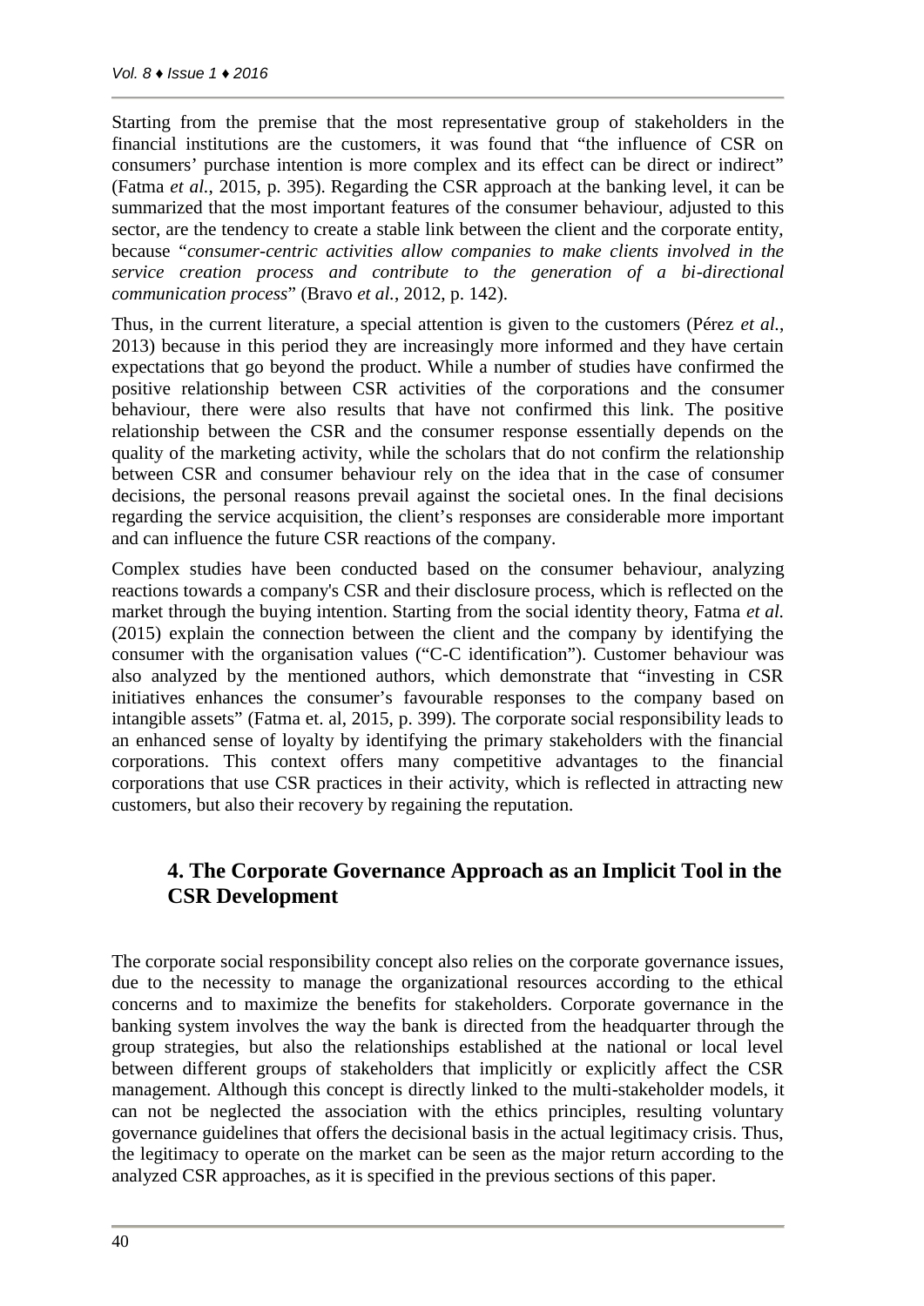Starting from the premise that the most representative group of stakeholders in the financial institutions are the customers, it was found that "the influence of CSR on consumers' purchase intention is more complex and its effect can be direct or indirect" (Fatma *et al.*, 2015, p. 395). Regarding the CSR approach at the banking level, it can be summarized that the most important features of the consumer behaviour, adjusted to this sector, are the tendency to create a stable link between the client and the corporate entity, because "*consumer-centric activities allow companies to make clients involved in the service creation process and contribute to the generation of a bi-directional communication process*" (Bravo *et al.*, 2012, p. 142).

Thus, in the current literature, a special attention is given to the customers (Pérez *et al.*, 2013) because in this period they are increasingly more informed and they have certain expectations that go beyond the product. While a number of studies have confirmed the positive relationship between CSR activities of the corporations and the consumer behaviour, there were also results that have not confirmed this link. The positive relationship between the CSR and the consumer response essentially depends on the quality of the marketing activity, while the scholars that do not confirm the relationship between CSR and consumer behaviour rely on the idea that in the case of consumer decisions, the personal reasons prevail against the societal ones. In the final decisions regarding the service acquisition, the client's responses are considerable more important and can influence the future CSR reactions of the company.

Complex studies have been conducted based on the consumer behaviour, analyzing reactions towards a company's CSR and their disclosure process, which is reflected on the market through the buying intention. Starting from the social identity theory, Fatma *et al.* (2015) explain the connection between the client and the company by identifying the consumer with the organisation values ("C-C identification"). Customer behaviour was also analyzed by the mentioned authors, which demonstrate that "investing in CSR initiatives enhances the consumer's favourable responses to the company based on intangible assets" (Fatma et. al, 2015, p. 399). The corporate social responsibility leads to an enhanced sense of loyalty by identifying the primary stakeholders with the financial corporations. This context offers many competitive advantages to the financial corporations that use CSR practices in their activity, which is reflected in attracting new customers, but also their recovery by regaining the reputation.

## 4. The Corporate Governance Approach as an Implicit Tool in the CSR Development

The corporate social responsibility concept also relies on the corporate governance issues, due to the necessity to manage the organizational resources according to the ethical concerns and to maximize the benefits for stakeholders. Corporate governance in the banking system involves the way the bank is directed from the headquarter through the group strategies, but also the relationships established at the national or local level between different groups of stakeholders that implicitly or explicitly affect the CSR management. Although this concept is directly linked to the multi-stakeholder models, it can not be neglected the association with the ethics principles, resulting voluntary governance guidelines that offers the decisional basis in the actual legitimacy crisis. Thus, the legitimacy to operate on the market can be seen as the major return according to the analyzed CSR approaches, as it is specified in the previous sections of this paper.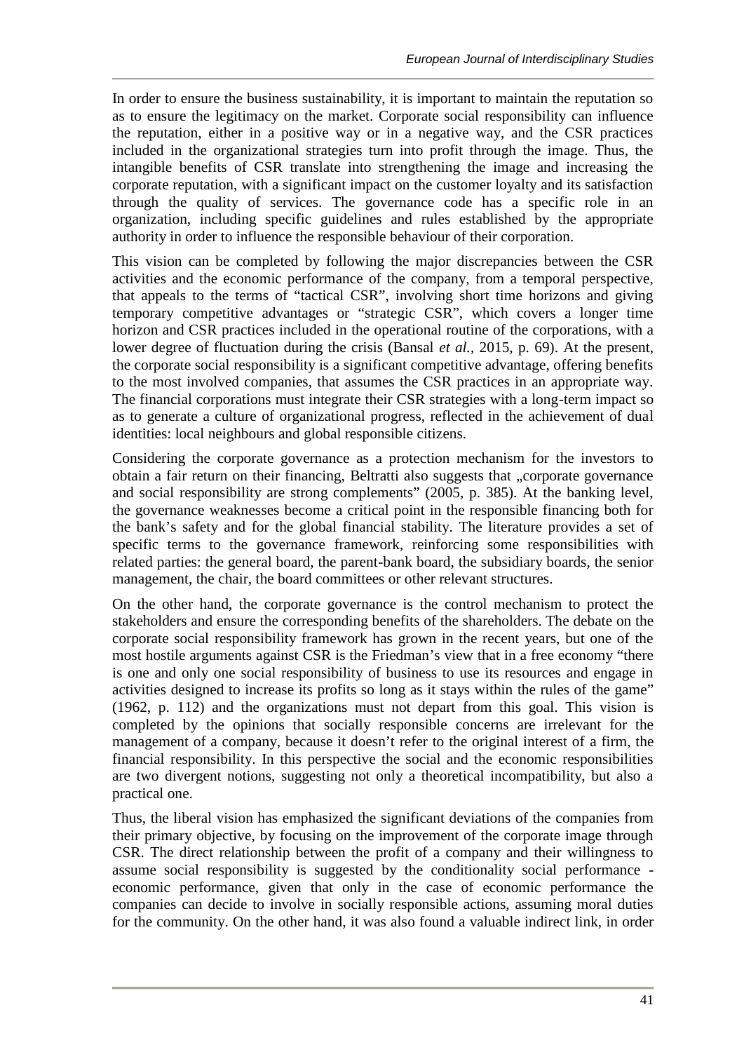In order to ensure the business sustainability, it is important to maintain the reputation so as to ensure the legitimacy on the market. Corporate social responsibility can influence the reputation, either in a positive way or in a negative way, and the CSR practices included in the organizational strategies turn into profit through the image. Thus, the intangible benefits of CSR translate into strengthening the image and increasing the corporate reputation, with a significant impact on the customer loyalty and its satisfaction through the quality of services. The governance code has a specific role in an organization, including specific guidelines and rules established by the appropriate authority in order to influence the responsible behaviour of their corporation.

This vision can be completed by following the major discrepancies between the CSR activities and the economic performance of the company, from a temporal perspective, that appeals to the terms of "tactical CSR", involving short time horizons and giving temporary competitive advantages or "strategic CSR", which covers a longer time horizon and CSR practices included in the operational routine of the corporations, with a lower degree of fluctuation during the crisis (Bansal *et al.*, 2015, p. 69). At the present, the corporate social responsibility is a significant competitive advantage, offering benefits to the most involved companies, that assumes the CSR practices in an appropriate way. The financial corporations must integrate their CSR strategies with a long-term impact so as to generate a culture of organizational progress, reflected in the achievement of dual identities: local neighbours and global responsible citizens.

Considering the corporate governance as a protection mechanism for the investors to obtain a fair return on their financing, Beltratti also suggests that „corporate governance and social responsibility are strong complements" (2005, p. 385). At the banking level, the governance weaknesses become a critical point in the responsible financing both for the bank's safety and for the global financial stability. The literature provides a set of specific terms to the governance framework, reinforcing some responsibilities with related parties: the general board, the parent-bank board, the subsidiary boards, the senior management, the chair, the board committees or other relevant structures.

On the other hand, the corporate governance is the control mechanism to protect the stakeholders and ensure the corresponding benefits of the shareholders. The debate on the corporate social responsibility framework has grown in the recent years, but one of the most hostile arguments against CSR is the Friedman's view that in a free economy "there is one and only one social responsibility of business to use its resources and engage in activities designed to increase its profits so long as it stays within the rules of the game" (1962, p. 112) and the organizations must not depart from this goal. This vision is completed by the opinions that socially responsible concerns are irrelevant for the management of a company, because it doesn't refer to the original interest of a firm, the financial responsibility. In this perspective the social and the economic responsibilities are two divergent notions, suggesting not only a theoretical incompatibility, but also a practical one.

Thus, the liberal vision has emphasized the significant deviations of the companies from their primary objective, by focusing on the improvement of the corporate image through CSR. The direct relationship between the profit of a company and their willingness to assume social responsibility is suggested by the conditionality social performance - economic performance, given that only in the case of economic performance the companies can decide to involve in socially responsible actions, assuming moral duties for the community. On the other hand, it was also found a valuable indirect link, in order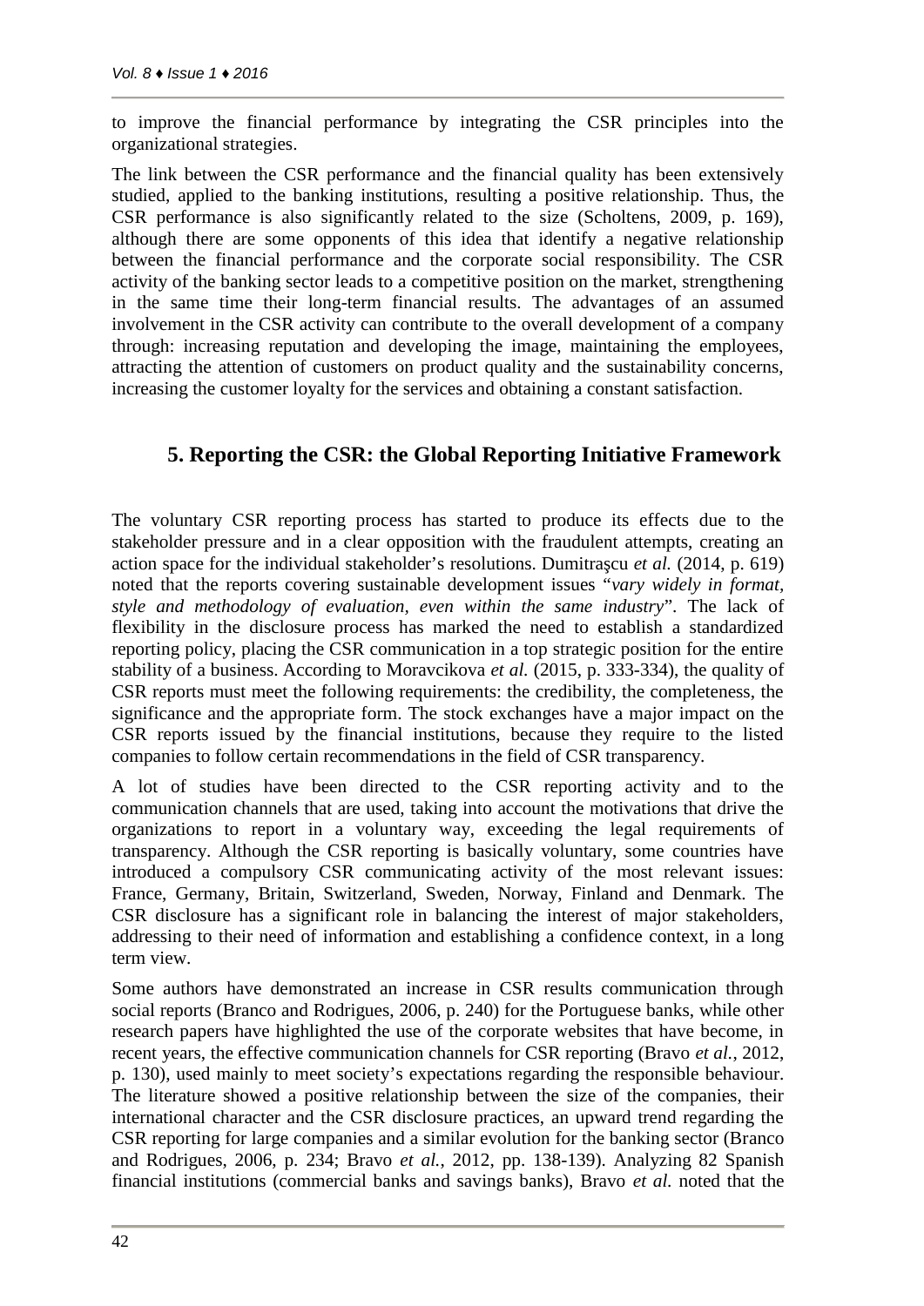to improve the financial performance by integrating the CSR principles into the organizational strategies.

The link between the CSR performance and the financial quality has been extensively studied, applied to the banking institutions, resulting a positive relationship. Thus, the CSR performance is also significantly related to the size (Scholtens, 2009, p. 169), although there are some opponents of this idea that identify a negative relationship between the financial performance and the corporate social responsibility. The CSR activity of the banking sector leads to a competitive position on the market, strengthening in the same time their long-term financial results. The advantages of an assumed involvement in the CSR activity can contribute to the overall development of a company through: increasing reputation and developing the image, maintaining the employees, attracting the attention of customers on product quality and the sustainability concerns, increasing the customer loyalty for the services and obtaining a constant satisfaction.

## 5. Reporting the CSR: the Global Reporting Initiative Framework

The voluntary CSR reporting process has started to produce its effects due to the stakeholder pressure and in a clear opposition with the fraudulent attempts, creating an action space for the individual stakeholder's resolutions. Dumitraşcu *et al.* (2014, p. 619) noted that the reports covering sustainable development issues "*vary widely in format, style and methodology of evaluation, even within the same industry*". The lack of flexibility in the disclosure process has marked the need to establish a standardized reporting policy, placing the CSR communication in a top strategic position for the entire stability of a business. According to Moravcikova *et al.* (2015, p. 333-334), the quality of CSR reports must meet the following requirements: the credibility, the completeness, the significance and the appropriate form. The stock exchanges have a major impact on the CSR reports issued by the financial institutions, because they require to the listed companies to follow certain recommendations in the field of CSR transparency.

A lot of studies have been directed to the CSR reporting activity and to the communication channels that are used, taking into account the motivations that drive the organizations to report in a voluntary way, exceeding the legal requirements of transparency. Although the CSR reporting is basically voluntary, some countries have introduced a compulsory CSR communicating activity of the most relevant issues: France, Germany, Britain, Switzerland, Sweden, Norway, Finland and Denmark. The CSR disclosure has a significant role in balancing the interest of major stakeholders, addressing to their need of information and establishing a confidence context, in a long term view.

Some authors have demonstrated an increase in CSR results communication through social reports (Branco and Rodrigues, 2006, p. 240) for the Portuguese banks, while other research papers have highlighted the use of the corporate websites that have become, in recent years, the effective communication channels for CSR reporting (Bravo *et al.*, 2012, p. 130), used mainly to meet society's expectations regarding the responsible behaviour. The literature showed a positive relationship between the size of the companies, their international character and the CSR disclosure practices, an upward trend regarding the CSR reporting for large companies and a similar evolution for the banking sector (Branco and Rodrigues, 2006, p. 234; Bravo *et al.*, 2012, pp. 138-139). Analyzing 82 Spanish financial institutions (commercial banks and savings banks), Bravo *et al.* noted that the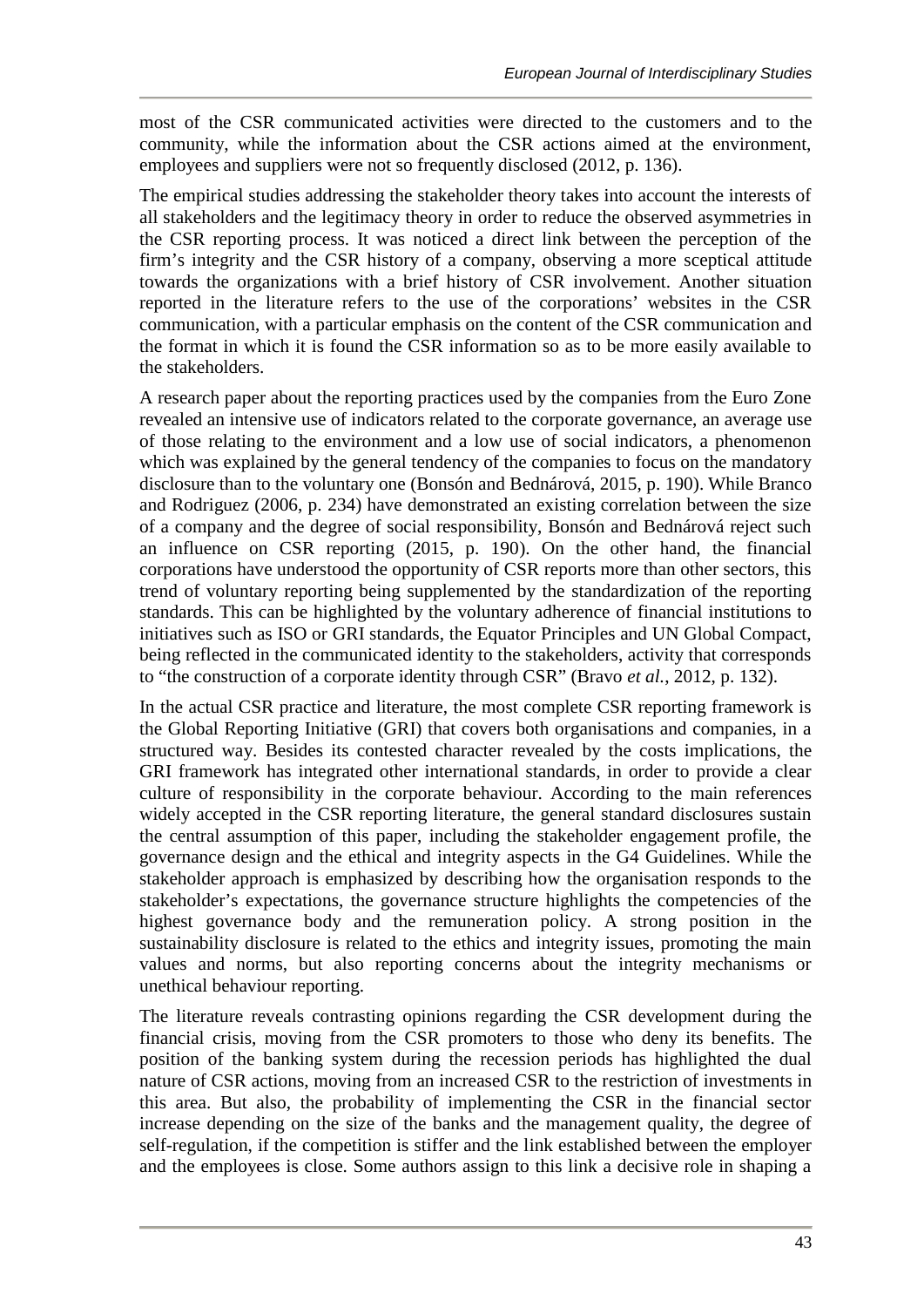most of the CSR communicated activities were directed to the customers and to the community, while the information about the CSR actions aimed at the environment, employees and suppliers were not so frequently disclosed (2012, p. 136).

The empirical studies addressing the stakeholder theory takes into account the interests of all stakeholders and the legitimacy theory in order to reduce the observed asymmetries in the CSR reporting process. It was noticed a direct link between the perception of the firm's integrity and the CSR history of a company, observing a more sceptical attitude towards the organizations with a brief history of CSR involvement. Another situation reported in the literature refers to the use of the corporations' websites in the CSR communication, with a particular emphasis on the content of the CSR communication and the format in which it is found the CSR information so as to be more easily available to the stakeholders.

A research paper about the reporting practices used by the companies from the Euro Zone revealed an intensive use of indicators related to the corporate governance, an average use of those relating to the environment and a low use of social indicators, a phenomenon which was explained by the general tendency of the companies to focus on the mandatory disclosure than to the voluntary one (Bonsón and Bednárová, 2015, p. 190). While Branco and Rodriguez (2006, p. 234) have demonstrated an existing correlation between the size of a company and the degree of social responsibility, Bonsón and Bednárová reject such an influence on CSR reporting (2015, p. 190). On the other hand, the financial corporations have understood the opportunity of CSR reports more than other sectors, this trend of voluntary reporting being supplemented by the standardization of the reporting standards. This can be highlighted by the voluntary adherence of financial institutions to initiatives such as ISO or GRI standards, the Equator Principles and UN Global Compact, being reflected in the communicated identity to the stakeholders, activity that corresponds to "the construction of a corporate identity through CSR" (Bravo *et al.*, 2012, p. 132).

In the actual CSR practice and literature, the most complete CSR reporting framework is the Global Reporting Initiative (GRI) that covers both organisations and companies, in a structured way. Besides its contested character revealed by the costs implications, the GRI framework has integrated other international standards, in order to provide a clear culture of responsibility in the corporate behaviour. According to the main references widely accepted in the CSR reporting literature, the general standard disclosures sustain the central assumption of this paper, including the stakeholder engagement profile, the governance design and the ethical and integrity aspects in the G4 Guidelines. While the stakeholder approach is emphasized by describing how the organisation responds to the stakeholder's expectations, the governance structure highlights the competencies of the highest governance body and the remuneration policy. A strong position in the sustainability disclosure is related to the ethics and integrity issues, promoting the main values and norms, but also reporting concerns about the integrity mechanisms or unethical behaviour reporting.

The literature reveals contrasting opinions regarding the CSR development during the financial crisis, moving from the CSR promoters to those who deny its benefits. The position of the banking system during the recession periods has highlighted the dual nature of CSR actions, moving from an increased CSR to the restriction of investments in this area. But also, the probability of implementing the CSR in the financial sector increase depending on the size of the banks and the management quality, the degree of self-regulation, if the competition is stiffer and the link established between the employer and the employees is close. Some authors assign to this link a decisive role in shaping a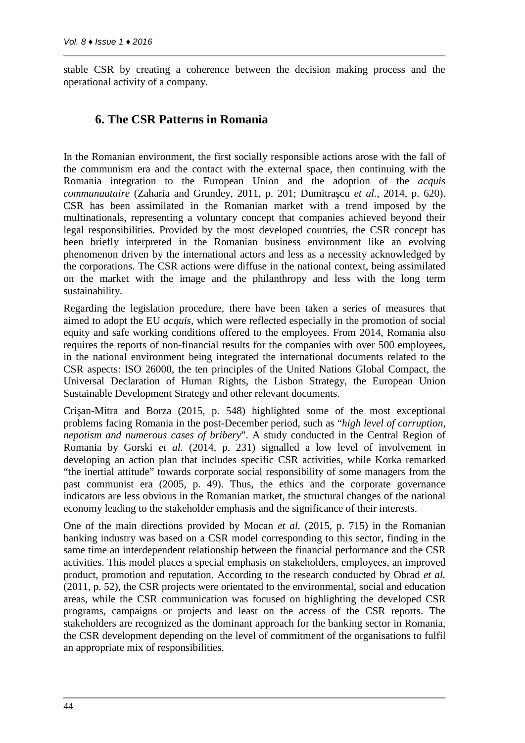stable CSR by creating a coherence between the decision making process and the operational activity of a company.

## 6. The CSR Patterns in Romania

In the Romanian environment, the first socially responsible actions arose with the fall of the communism era and the contact with the external space, then continuing with the Romania integration to the European Union and the adoption of the *acquis communautaire* (Zaharia and Grundey, 2011, p. 201; Dumitraşcu *et al.*, 2014, p. 620). CSR has been assimilated in the Romanian market with a trend imposed by the multinationals, representing a voluntary concept that companies achieved beyond their legal responsibilities. Provided by the most developed countries, the CSR concept has been briefly interpreted in the Romanian business environment like an evolving phenomenon driven by the international actors and less as a necessity acknowledged by the corporations. The CSR actions were diffuse in the national context, being assimilated on the market with the image and the philanthropy and less with the long term sustainability.

Regarding the legislation procedure, there have been taken a series of measures that aimed to adopt the EU *acquis*, which were reflected especially in the promotion of social equity and safe working conditions offered to the employees. From 2014, Romania also requires the reports of non-financial results for the companies with over 500 employees, in the national environment being integrated the international documents related to the CSR aspects: ISO 26000, the ten principles of the United Nations Global Compact, the Universal Declaration of Human Rights, the Lisbon Strategy, the European Union Sustainable Development Strategy and other relevant documents.

Crişan-Mitra and Borza (2015, p. 548) highlighted some of the most exceptional problems facing Romania in the post-December period, such as "*high level of corruption, nepotism and numerous cases of bribery*". A study conducted in the Central Region of Romania by Gorski *et al.* (2014, p. 231) signalled a low level of involvement in developing an action plan that includes specific CSR activities, while Korka remarked "the inertial attitude" towards corporate social responsibility of some managers from the past communist era (2005, p. 49). Thus, the ethics and the corporate governance indicators are less obvious in the Romanian market, the structural changes of the national economy leading to the stakeholder emphasis and the significance of their interests.

One of the main directions provided by Mocan *et al.* (2015, p. 715) in the Romanian banking industry was based on a CSR model corresponding to this sector, finding in the same time an interdependent relationship between the financial performance and the CSR activities. This model places a special emphasis on stakeholders, employees, an improved product, promotion and reputation. According to the research conducted by Obrad *et al.* (2011, p. 52), the CSR projects were orientated to the environmental, social and education areas, while the CSR communication was focused on highlighting the developed CSR programs, campaigns or projects and least on the access of the CSR reports. The stakeholders are recognized as the dominant approach for the banking sector in Romania, the CSR development depending on the level of commitment of the organisations to fulfil an appropriate mix of responsibilities.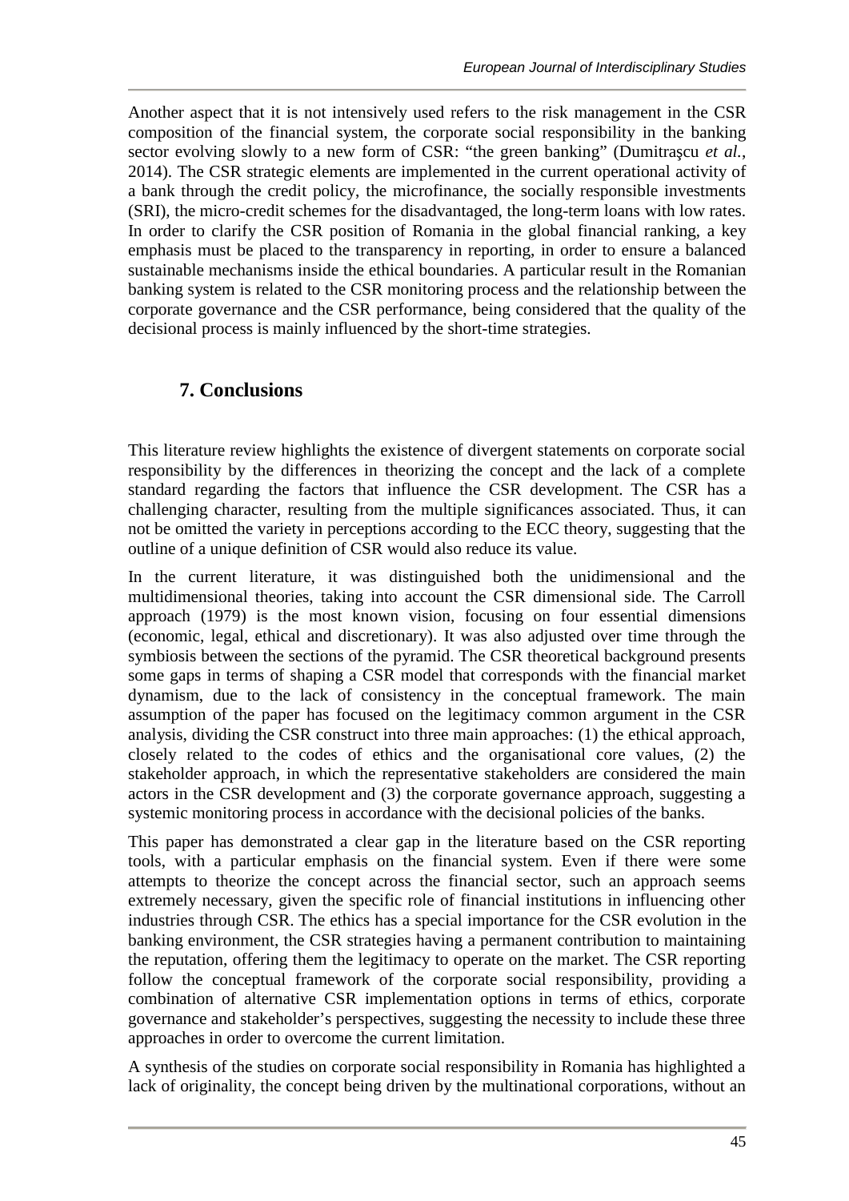Another aspect that it is not intensively used refers to the risk management in the CSR composition of the financial system, the corporate social responsibility in the banking sector evolving slowly to a new form of CSR: "the green banking" (Dumitraşcu *et al.*, 2014). The CSR strategic elements are implemented in the current operational activity of a bank through the credit policy, the microfinance, the socially responsible investments (SRI), the micro-credit schemes for the disadvantaged, the long-term loans with low rates. In order to clarify the CSR position of Romania in the global financial ranking, a key emphasis must be placed to the transparency in reporting, in order to ensure a balanced sustainable mechanisms inside the ethical boundaries. A particular result in the Romanian banking system is related to the CSR monitoring process and the relationship between the corporate governance and the CSR performance, being considered that the quality of the decisional process is mainly influenced by the short-time strategies.

## 7. Conclusions

This literature review highlights the existence of divergent statements on corporate social responsibility by the differences in theorizing the concept and the lack of a complete standard regarding the factors that influence the CSR development. The CSR has a challenging character, resulting from the multiple significances associated. Thus, it can not be omitted the variety in perceptions according to the ECC theory, suggesting that the outline of a unique definition of CSR would also reduce its value.

In the current literature, it was distinguished both the unidimensional and the multidimensional theories, taking into account the CSR dimensional side. The Carroll approach (1979) is the most known vision, focusing on four essential dimensions (economic, legal, ethical and discretionary). It was also adjusted over time through the symbiosis between the sections of the pyramid. The CSR theoretical background presents some gaps in terms of shaping a CSR model that corresponds with the financial market dynamism, due to the lack of consistency in the conceptual framework. The main assumption of the paper has focused on the legitimacy common argument in the CSR analysis, dividing the CSR construct into three main approaches: (1) the ethical approach, closely related to the codes of ethics and the organisational core values, (2) the stakeholder approach, in which the representative stakeholders are considered the main actors in the CSR development and (3) the corporate governance approach, suggesting a systemic monitoring process in accordance with the decisional policies of the banks.

This paper has demonstrated a clear gap in the literature based on the CSR reporting tools, with a particular emphasis on the financial system. Even if there were some attempts to theorize the concept across the financial sector, such an approach seems extremely necessary, given the specific role of financial institutions in influencing other industries through CSR. The ethics has a special importance for the CSR evolution in the banking environment, the CSR strategies having a permanent contribution to maintaining the reputation, offering them the legitimacy to operate on the market. The CSR reporting follow the conceptual framework of the corporate social responsibility, providing a combination of alternative CSR implementation options in terms of ethics, corporate governance and stakeholder's perspectives, suggesting the necessity to include these three approaches in order to overcome the current limitation.

A synthesis of the studies on corporate social responsibility in Romania has highlighted a lack of originality, the concept being driven by the multinational corporations, without an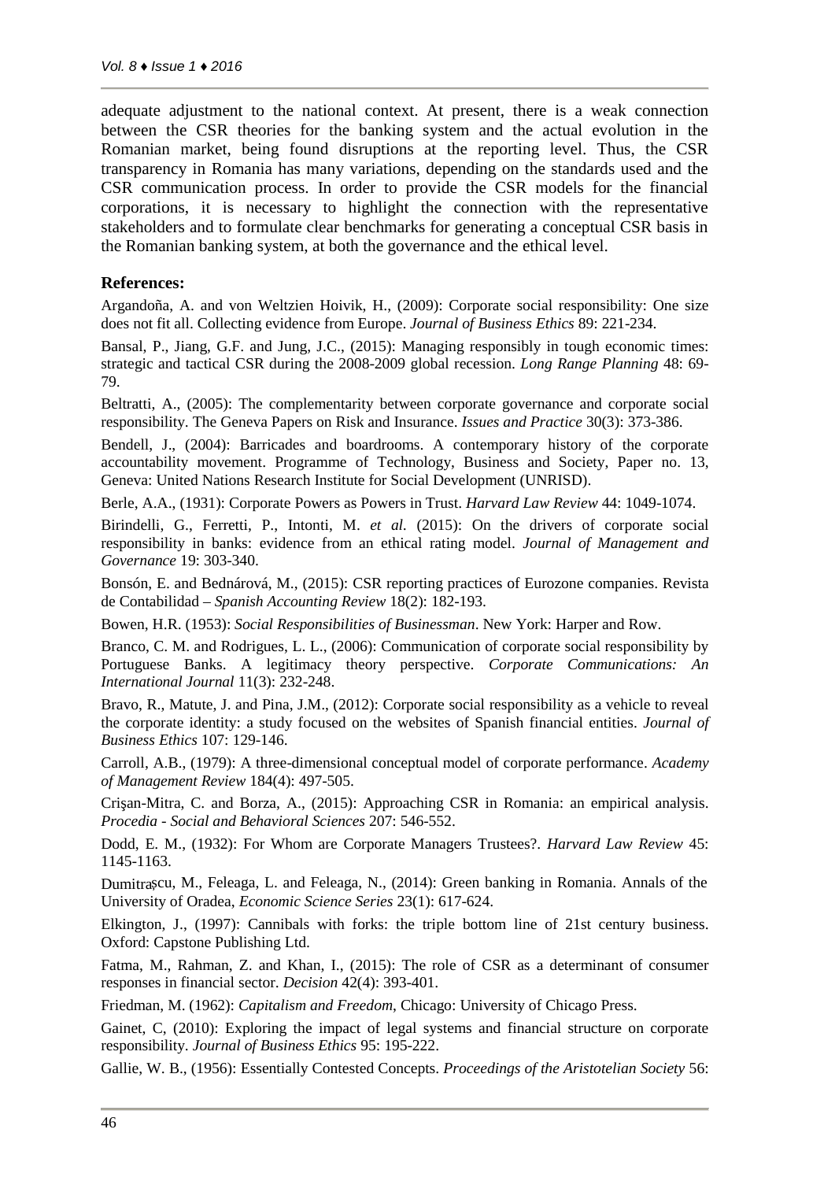adequate adjustment to the national context. At present, there is a weak connection between the CSR theories for the banking system and the actual evolution in the Romanian market, being found disruptions at the reporting level. Thus, the CSR transparency in Romania has many variations, depending on the standards used and the CSR communication process. In order to provide the CSR models for the financial corporations, it is necessary to highlight the connection with the representative stakeholders and to formulate clear benchmarks for generating a conceptual CSR basis in the Romanian banking system, at both the governance and the ethical level.

**References:**

Argandoña, A. and von Weltzien Hoivik, H., (2009): Corporate social responsibility: One size does not fit all. Collecting evidence from Europe. *Journal of Business Ethics* 89: 221-234.

Bansal, P., Jiang, G.F. and Jung, J.C., (2015): Managing responsibly in tough economic times: strategic and tactical CSR during the 2008-2009 global recession. *Long Range Planning* 48: 69-79.

Beltratti, A., (2005): The complementarity between corporate governance and corporate social responsibility. The Geneva Papers on Risk and Insurance. *Issues and Practice* 30(3): 373-386.

Bendell, J., (2004): Barricades and boardrooms. A contemporary history of the corporate accountability movement. Programme of Technology, Business and Society, Paper no. 13, Geneva: United Nations Research Institute for Social Development (UNRISD).

Berle, A.A., (1931): Corporate Powers as Powers in Trust. *Harvard Law Review* 44: 1049-1074.

Birindelli, G., Ferretti, P., Intonti, M. *et al*. (2015): On the drivers of corporate social responsibility in banks: evidence from an ethical rating model. *Journal of Management and Governance* 19: 303-340.

Bonsón, E. and Bednárová, M., (2015): CSR reporting practices of Eurozone companies. Revista de Contabilidad – *Spanish Accounting Review* 18(2): 182-193.

Bowen, H.R. (1953): *Social Responsibilities of Businessman*. New York: Harper and Row.

Branco, C. M. and Rodrigues, L. L., (2006): Communication of corporate social responsibility by Portuguese Banks. A legitimacy theory perspective. *Corporate Communications: An International Journal* 11(3): 232-248.

Bravo, R., Matute, J. and Pina, J.M., (2012): Corporate social responsibility as a vehicle to reveal the corporate identity: a study focused on the websites of Spanish financial entities. *Journal of Business Ethics* 107: 129-146.

Carroll, A.B., (1979): A three-dimensional conceptual model of corporate performance. *Academy of Management Review* 184(4): 497-505.

Crişan-Mitra, C. and Borza, A., (2015): Approaching CSR in Romania: an empirical analysis. *Procedia - Social and Behavioral Sciences* 207: 546-552.

Dodd, E. M., (1932): For Whom are Corporate Managers Trustees?. *Harvard Law Review* 45: 1145-1163.

Dumitrașcu, M., Feleaga, L. and Feleaga, N., (2014): Green banking in Romania. Annals of the University of Oradea, *Economic Science Series* 23(1): 617-624.

Elkington, J., (1997): Cannibals with forks: the triple bottom line of 21st century business. Oxford: Capstone Publishing Ltd.

Fatma, M., Rahman, Z. and Khan, I., (2015): The role of CSR as a determinant of consumer responses in financial sector. *Decision* 42(4): 393-401.

Friedman, M. (1962): *Capitalism and Freedom*, Chicago: University of Chicago Press.

Gainet, C, (2010): Exploring the impact of legal systems and financial structure on corporate responsibility. *Journal of Business Ethics* 95: 195-222.

Gallie, W. B., (1956): Essentially Contested Concepts. *Proceedings of the Aristotelian Society* 56: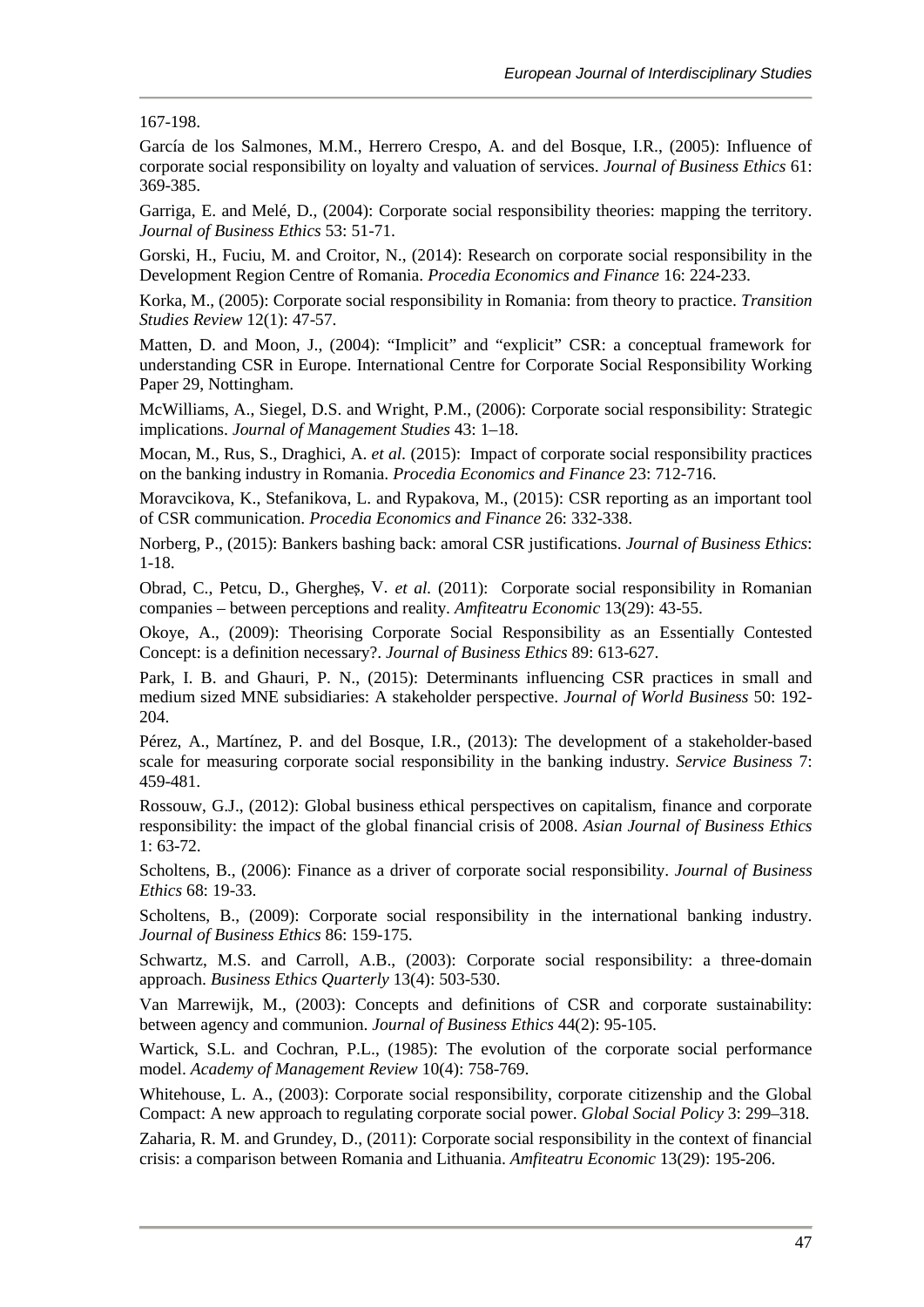167-198.

García de los Salmones, M.M., Herrero Crespo, A. and del Bosque, I.R., (2005): Influence of corporate social responsibility on loyalty and valuation of services. *Journal of Business Ethics* 61: 369-385.

Garriga, E. and Melé, D., (2004): Corporate social responsibility theories: mapping the territory. *Journal of Business Ethics* 53: 51-71.

Gorski, H., Fuciu, M. and Croitor, N., (2014): Research on corporate social responsibility in the Development Region Centre of Romania. *Procedia Economics and Finance* 16: 224-233.

Korka, M., (2005): Corporate social responsibility in Romania: from theory to practice. *Transition Studies Review* 12(1): 47-57.

Matten, D. and Moon, J., (2004): "Implicit" and "explicit" CSR: a conceptual framework for understanding CSR in Europe. International Centre for Corporate Social Responsibility Working Paper 29, Nottingham.

McWilliams, A., Siegel, D.S. and Wright, P.M., (2006): Corporate social responsibility: Strategic implications. *Journal of Management Studies* 43: 1–18.

Mocan, M., Rus, S., Draghici, A. *et al.* (2015): Impact of corporate social responsibility practices on the banking industry in Romania. *Procedia Economics and Finance* 23: 712-716.

Moravcikova, K., Stefanikova, L. and Rypakova, M., (2015): CSR reporting as an important tool of CSR communication. *Procedia Economics and Finance* 26: 332-338.

Norberg, P., (2015): Bankers bashing back: amoral CSR justifications. *Journal of Business Ethics*: 1-18.

Obrad, C., Petcu, D., Gherghеș, V. *et al.* (2011): Corporate social responsibility in Romanian companies – between perceptions and reality. *Amfiteatru Economic* 13(29): 43-55.

Okoye, A., (2009): Theorising Corporate Social Responsibility as an Essentially Contested Concept: is a definition necessary?. *Journal of Business Ethics* 89: 613-627.

Park, I. B. and Ghauri, P. N., (2015): Determinants influencing CSR practices in small and medium sized MNE subsidiaries: A stakeholder perspective. *Journal of World Business* 50: 192-204.

Pérez, A., Martínez, P. and del Bosque, I.R., (2013): The development of a stakeholder-based scale for measuring corporate social responsibility in the banking industry. *Service Business* 7: 459-481.

Rossouw, G.J., (2012): Global business ethical perspectives on capitalism, finance and corporate responsibility: the impact of the global financial crisis of 2008. *Asian Journal of Business Ethics* 1: 63-72.

Scholtens, B., (2006): Finance as a driver of corporate social responsibility. *Journal of Business Ethics* 68: 19-33.

Scholtens, B., (2009): Corporate social responsibility in the international banking industry. *Journal of Business Ethics* 86: 159-175.

Schwartz, M.S. and Carroll, A.B., (2003): Corporate social responsibility: a three-domain approach. *Business Ethics Quarterly* 13(4): 503-530.

Van Marrewijk, M., (2003): Concepts and definitions of CSR and corporate sustainability: between agency and communion. *Journal of Business Ethics* 44(2): 95-105.

Wartick, S.L. and Cochran, P.L., (1985): The evolution of the corporate social performance model. *Academy of Management Review* 10(4): 758-769.

Whitehouse, L. A., (2003): Corporate social responsibility, corporate citizenship and the Global Compact: A new approach to regulating corporate social power. *Global Social Policy* 3: 299–318.

Zaharia, R. M. and Grundey, D., (2011): Corporate social responsibility in the context of financial crisis: a comparison between Romania and Lithuania. *Amfiteatru Economic* 13(29): 195-206.